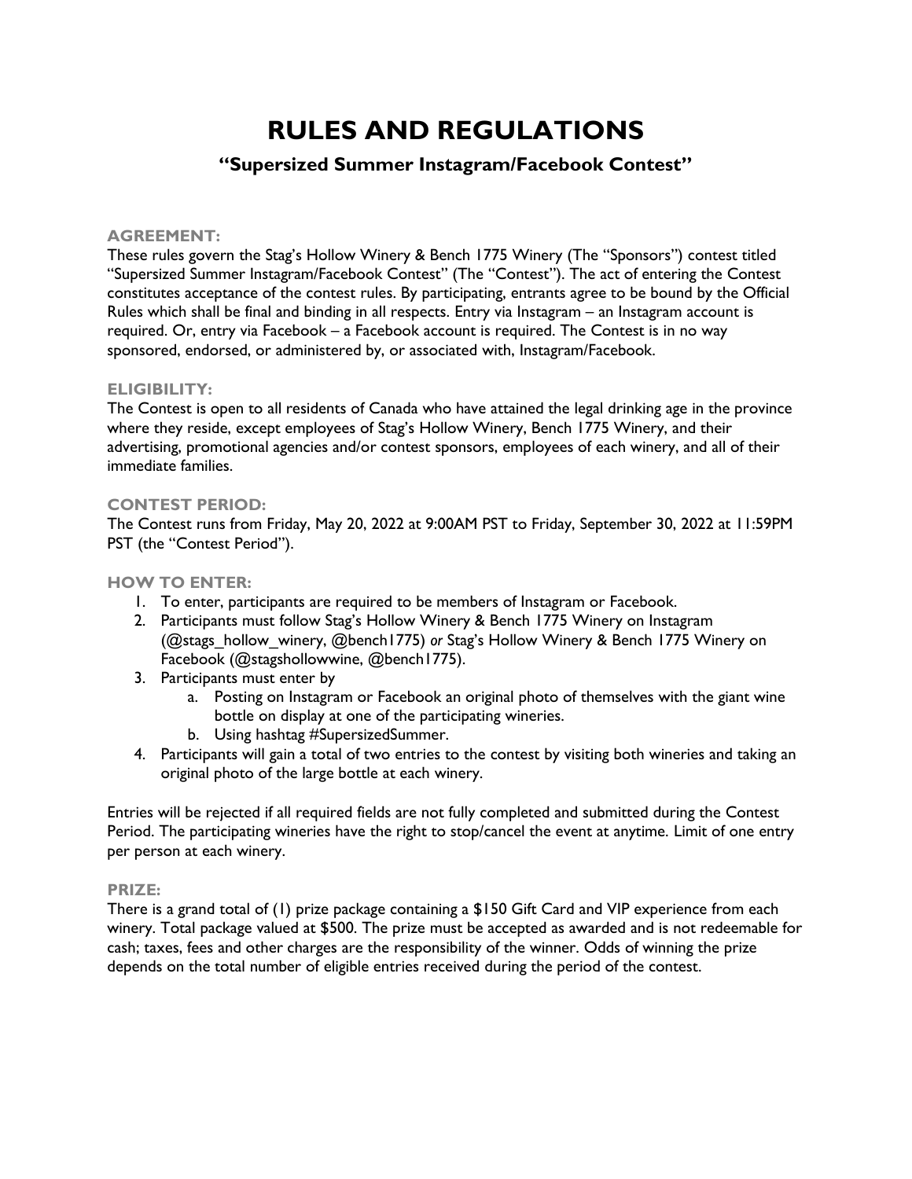# RULES AND REGULATIONS

## "Supersized Summer Instagram/Facebook Contest"

### AGREEMENT:

These rules govern the Stag's Hollow Winery & Bench 1775 Winery (The "Sponsors") contest titled "Supersized Summer Instagram/Facebook Contest" (The "Contest"). The act of entering the Contest constitutes acceptance of the contest rules. By participating, entrants agree to be bound by the Official Rules which shall be final and binding in all respects. Entry via Instagram – an Instagram account is required. Or, entry via Facebook – a Facebook account is required. The Contest is in no way sponsored, endorsed, or administered by, or associated with, Instagram/Facebook.

### ELIGIBILITY:

The Contest is open to all residents of Canada who have attained the legal drinking age in the province where they reside, except employees of Stag's Hollow Winery, Bench 1775 Winery, and their advertising, promotional agencies and/or contest sponsors, employees of each winery, and all of their immediate families.

### CONTEST PERIOD:

The Contest runs from Friday, May 20, 2022 at 9:00AM PST to Friday, September 30, 2022 at 11:59PM PST (the "Contest Period").

### HOW TO ENTER:

1. To enter, participants are required to be members of Instagram or Facebook.
2. Participants must follow Stag's Hollow Winery & Bench 1775 Winery on Instagram (@stags_hollow_winery, @bench1775) *or* Stag's Hollow Winery & Bench 1775 Winery on Facebook (@stagshollowwine, @bench1775).
3. Participants must enter by
   a. Posting on Instagram or Facebook an original photo of themselves with the giant wine bottle on display at one of the participating wineries.
   b. Using hashtag #SupersizedSummer.
4. Participants will gain a total of two entries to the contest by visiting both wineries and taking an original photo of the large bottle at each winery.

Entries will be rejected if all required fields are not fully completed and submitted during the Contest Period. The participating wineries have the right to stop/cancel the event at anytime. Limit of one entry per person at each winery.

### PRIZE:

There is a grand total of (1) prize package containing a $150 Gift Card and VIP experience from each winery. Total package valued at $500. The prize must be accepted as awarded and is not redeemable for cash; taxes, fees and other charges are the responsibility of the winner. Odds of winning the prize depends on the total number of eligible entries received during the period of the contest.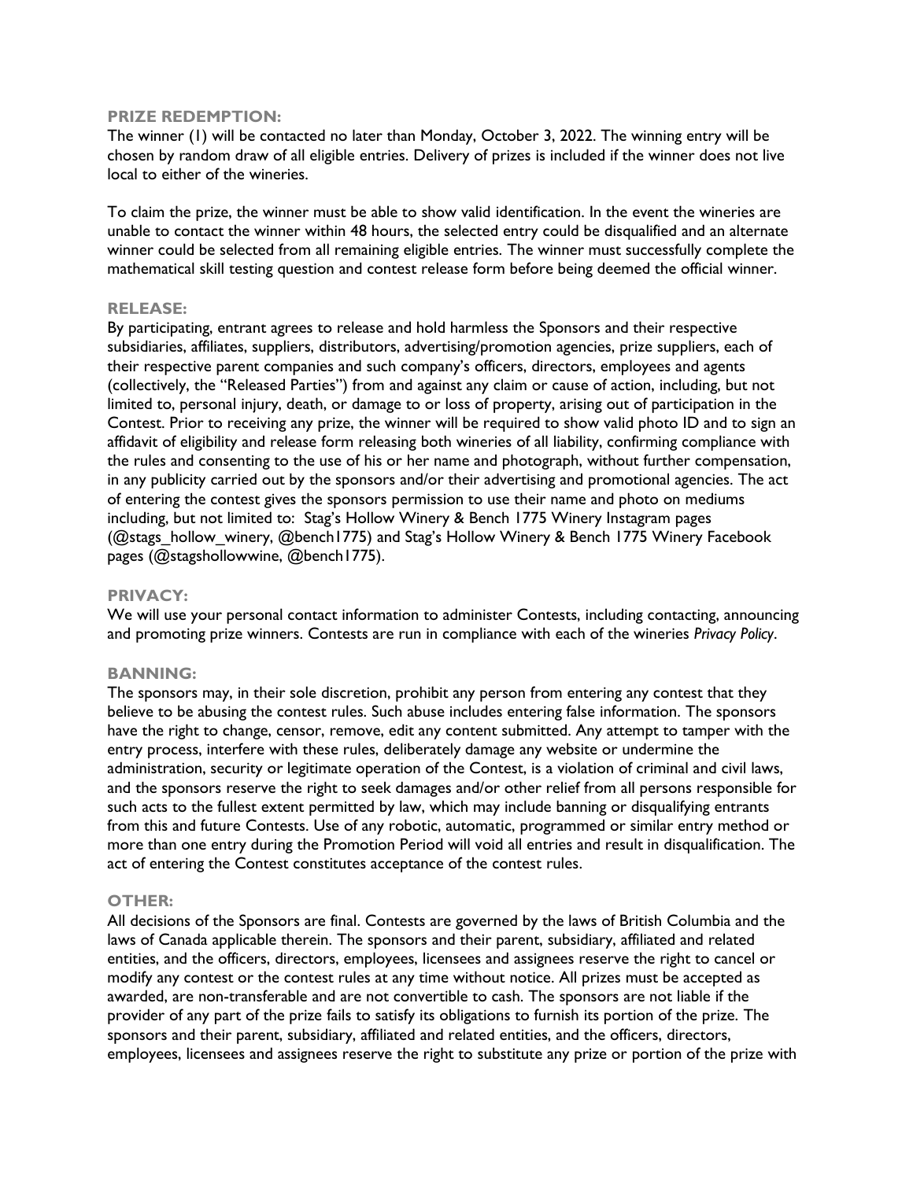**PRIZE REDEMPTION:**

The winner (1) will be contacted no later than Monday, October 3, 2022. The winning entry will be chosen by random draw of all eligible entries. Delivery of prizes is included if the winner does not live local to either of the wineries.

To claim the prize, the winner must be able to show valid identification. In the event the wineries are unable to contact the winner within 48 hours, the selected entry could be disqualified and an alternate winner could be selected from all remaining eligible entries. The winner must successfully complete the mathematical skill testing question and contest release form before being deemed the official winner.

**RELEASE:**

By participating, entrant agrees to release and hold harmless the Sponsors and their respective subsidiaries, affiliates, suppliers, distributors, advertising/promotion agencies, prize suppliers, each of their respective parent companies and such company's officers, directors, employees and agents (collectively, the "Released Parties") from and against any claim or cause of action, including, but not limited to, personal injury, death, or damage to or loss of property, arising out of participation in the Contest. Prior to receiving any prize, the winner will be required to show valid photo ID and to sign an affidavit of eligibility and release form releasing both wineries of all liability, confirming compliance with the rules and consenting to the use of his or her name and photograph, without further compensation, in any publicity carried out by the sponsors and/or their advertising and promotional agencies. The act of entering the contest gives the sponsors permission to use their name and photo on mediums including, but not limited to: Stag's Hollow Winery & Bench 1775 Winery Instagram pages (@stags_hollow_winery, @bench1775) and Stag's Hollow Winery & Bench 1775 Winery Facebook pages (@stagshollowwine, @bench1775).

**PRIVACY:**

We will use your personal contact information to administer Contests, including contacting, announcing and promoting prize winners. Contests are run in compliance with each of the wineries *Privacy Policy*.

**BANNING:**

The sponsors may, in their sole discretion, prohibit any person from entering any contest that they believe to be abusing the contest rules. Such abuse includes entering false information. The sponsors have the right to change, censor, remove, edit any content submitted. Any attempt to tamper with the entry process, interfere with these rules, deliberately damage any website or undermine the administration, security or legitimate operation of the Contest, is a violation of criminal and civil laws, and the sponsors reserve the right to seek damages and/or other relief from all persons responsible for such acts to the fullest extent permitted by law, which may include banning or disqualifying entrants from this and future Contests. Use of any robotic, automatic, programmed or similar entry method or more than one entry during the Promotion Period will void all entries and result in disqualification. The act of entering the Contest constitutes acceptance of the contest rules.

**OTHER:**

All decisions of the Sponsors are final. Contests are governed by the laws of British Columbia and the laws of Canada applicable therein. The sponsors and their parent, subsidiary, affiliated and related entities, and the officers, directors, employees, licensees and assignees reserve the right to cancel or modify any contest or the contest rules at any time without notice. All prizes must be accepted as awarded, are non-transferable and are not convertible to cash. The sponsors are not liable if the provider of any part of the prize fails to satisfy its obligations to furnish its portion of the prize. The sponsors and their parent, subsidiary, affiliated and related entities, and the officers, directors, employees, licensees and assignees reserve the right to substitute any prize or portion of the prize with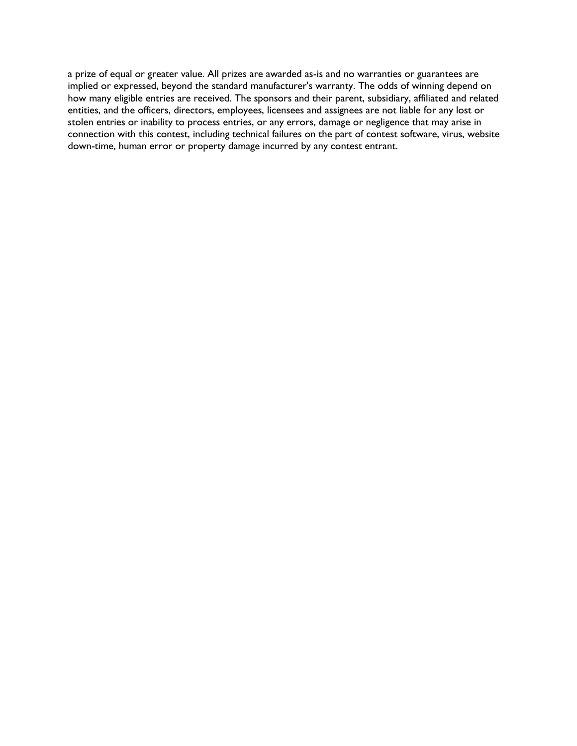a prize of equal or greater value. All prizes are awarded as-is and no warranties or guarantees are implied or expressed, beyond the standard manufacturer's warranty. The odds of winning depend on how many eligible entries are received. The sponsors and their parent, subsidiary, affiliated and related entities, and the officers, directors, employees, licensees and assignees are not liable for any lost or stolen entries or inability to process entries, or any errors, damage or negligence that may arise in connection with this contest, including technical failures on the part of contest software, virus, website down-time, human error or property damage incurred by any contest entrant.